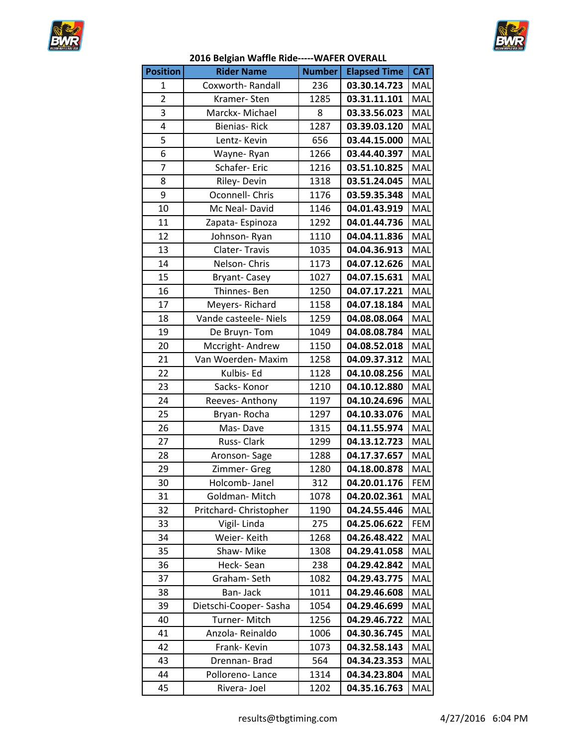## 2016 Belgian Waffle Ride-----WAFER OVERALL

| Position | Rider Name | Number | Elapsed Time | CAT |
|---|---|---|---|---|
| 1 | Coxworth- Randall | 236 | **03.30.14.723** | MAL |
| 2 | Kramer- Sten | 1285 | **03.31.11.101** | MAL |
| 3 | Marckx- Michael | 8 | **03.33.56.023** | MAL |
| 4 | Bienias- Rick | 1287 | **03.39.03.120** | MAL |
| 5 | Lentz- Kevin | 656 | **03.44.15.000** | MAL |
| 6 | Wayne- Ryan | 1266 | **03.44.40.397** | MAL |
| 7 | Schafer- Eric | 1216 | **03.51.10.825** | MAL |
| 8 | Riley- Devin | 1318 | **03.51.24.045** | MAL |
| 9 | Oconnell- Chris | 1176 | **03.59.35.348** | MAL |
| 10 | Mc Neal- David | 1146 | **04.01.43.919** | MAL |
| 11 | Zapata- Espinoza | 1292 | **04.01.44.736** | MAL |
| 12 | Johnson- Ryan | 1110 | **04.04.11.836** | MAL |
| 13 | Clater- Travis | 1035 | **04.04.36.913** | MAL |
| 14 | Nelson- Chris | 1173 | **04.07.12.626** | MAL |
| 15 | Bryant- Casey | 1027 | **04.07.15.631** | MAL |
| 16 | Thinnes- Ben | 1250 | **04.07.17.221** | MAL |
| 17 | Meyers- Richard | 1158 | **04.07.18.184** | MAL |
| 18 | Vande casteele- Niels | 1259 | **04.08.08.064** | MAL |
| 19 | De Bruyn- Tom | 1049 | **04.08.08.784** | MAL |
| 20 | Mccright- Andrew | 1150 | **04.08.52.018** | MAL |
| 21 | Van Woerden- Maxim | 1258 | **04.09.37.312** | MAL |
| 22 | Kulbis- Ed | 1128 | **04.10.08.256** | MAL |
| 23 | Sacks- Konor | 1210 | **04.10.12.880** | MAL |
| 24 | Reeves- Anthony | 1197 | **04.10.24.696** | MAL |
| 25 | Bryan- Rocha | 1297 | **04.10.33.076** | MAL |
| 26 | Mas- Dave | 1315 | **04.11.55.974** | MAL |
| 27 | Russ- Clark | 1299 | **04.13.12.723** | MAL |
| 28 | Aronson- Sage | 1288 | **04.17.37.657** | MAL |
| 29 | Zimmer- Greg | 1280 | **04.18.00.878** | MAL |
| 30 | Holcomb- Janel | 312 | **04.20.01.176** | FEM |
| 31 | Goldman- Mitch | 1078 | **04.20.02.361** | MAL |
| 32 | Pritchard- Christopher | 1190 | **04.24.55.446** | MAL |
| 33 | Vigil- Linda | 275 | **04.25.06.622** | FEM |
| 34 | Weier- Keith | 1268 | **04.26.48.422** | MAL |
| 35 | Shaw- Mike | 1308 | **04.29.41.058** | MAL |
| 36 | Heck- Sean | 238 | **04.29.42.842** | MAL |
| 37 | Graham- Seth | 1082 | **04.29.43.775** | MAL |
| 38 | Ban- Jack | 1011 | **04.29.46.608** | MAL |
| 39 | Dietschi-Cooper- Sasha | 1054 | **04.29.46.699** | MAL |
| 40 | Turner- Mitch | 1256 | **04.29.46.722** | MAL |
| 41 | Anzola- Reinaldo | 1006 | **04.30.36.745** | MAL |
| 42 | Frank- Kevin | 1073 | **04.32.58.143** | MAL |
| 43 | Drennan- Brad | 564 | **04.34.23.353** | MAL |
| 44 | Polloreno- Lance | 1314 | **04.34.23.804** | MAL |
| 45 | Rivera- Joel | 1202 | **04.35.16.763** | MAL |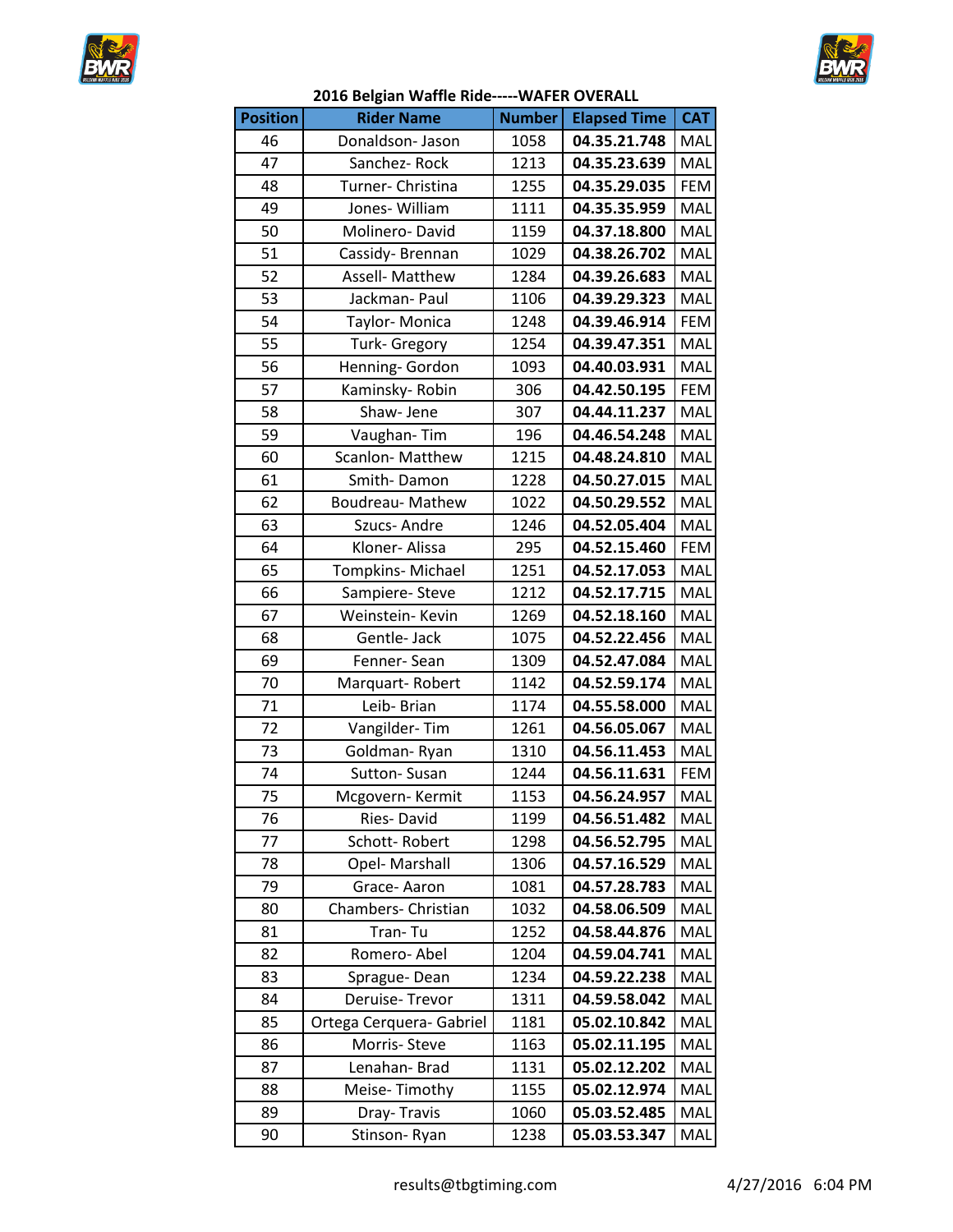**2016 Belgian Waffle Ride-----WAFER OVERALL**

| Position | Rider Name | Number | Elapsed Time | CAT |
|---|---|---|---|---|
| 46 | Donaldson- Jason | 1058 | **04.35.21.748** | MAL |
| 47 | Sanchez- Rock | 1213 | **04.35.23.639** | MAL |
| 48 | Turner- Christina | 1255 | **04.35.29.035** | FEM |
| 49 | Jones- William | 1111 | **04.35.35.959** | MAL |
| 50 | Molinero- David | 1159 | **04.37.18.800** | MAL |
| 51 | Cassidy- Brennan | 1029 | **04.38.26.702** | MAL |
| 52 | Assell- Matthew | 1284 | **04.39.26.683** | MAL |
| 53 | Jackman- Paul | 1106 | **04.39.29.323** | MAL |
| 54 | Taylor- Monica | 1248 | **04.39.46.914** | FEM |
| 55 | Turk- Gregory | 1254 | **04.39.47.351** | MAL |
| 56 | Henning- Gordon | 1093 | **04.40.03.931** | MAL |
| 57 | Kaminsky- Robin | 306 | **04.42.50.195** | FEM |
| 58 | Shaw- Jene | 307 | **04.44.11.237** | MAL |
| 59 | Vaughan- Tim | 196 | **04.46.54.248** | MAL |
| 60 | Scanlon- Matthew | 1215 | **04.48.24.810** | MAL |
| 61 | Smith- Damon | 1228 | **04.50.27.015** | MAL |
| 62 | Boudreau- Mathew | 1022 | **04.50.29.552** | MAL |
| 63 | Szucs- Andre | 1246 | **04.52.05.404** | MAL |
| 64 | Kloner- Alissa | 295 | **04.52.15.460** | FEM |
| 65 | Tompkins- Michael | 1251 | **04.52.17.053** | MAL |
| 66 | Sampiere- Steve | 1212 | **04.52.17.715** | MAL |
| 67 | Weinstein- Kevin | 1269 | **04.52.18.160** | MAL |
| 68 | Gentle- Jack | 1075 | **04.52.22.456** | MAL |
| 69 | Fenner- Sean | 1309 | **04.52.47.084** | MAL |
| 70 | Marquart- Robert | 1142 | **04.52.59.174** | MAL |
| 71 | Leib- Brian | 1174 | **04.55.58.000** | MAL |
| 72 | Vangilder- Tim | 1261 | **04.56.05.067** | MAL |
| 73 | Goldman- Ryan | 1310 | **04.56.11.453** | MAL |
| 74 | Sutton- Susan | 1244 | **04.56.11.631** | FEM |
| 75 | Mcgovern- Kermit | 1153 | **04.56.24.957** | MAL |
| 76 | Ries- David | 1199 | **04.56.51.482** | MAL |
| 77 | Schott- Robert | 1298 | **04.56.52.795** | MAL |
| 78 | Opel- Marshall | 1306 | **04.57.16.529** | MAL |
| 79 | Grace- Aaron | 1081 | **04.57.28.783** | MAL |
| 80 | Chambers- Christian | 1032 | **04.58.06.509** | MAL |
| 81 | Tran- Tu | 1252 | **04.58.44.876** | MAL |
| 82 | Romero- Abel | 1204 | **04.59.04.741** | MAL |
| 83 | Sprague- Dean | 1234 | **04.59.22.238** | MAL |
| 84 | Deruise- Trevor | 1311 | **04.59.58.042** | MAL |
| 85 | Ortega Cerquera- Gabriel | 1181 | **05.02.10.842** | MAL |
| 86 | Morris- Steve | 1163 | **05.02.11.195** | MAL |
| 87 | Lenahan- Brad | 1131 | **05.02.12.202** | MAL |
| 88 | Meise- Timothy | 1155 | **05.02.12.974** | MAL |
| 89 | Dray- Travis | 1060 | **05.03.52.485** | MAL |
| 90 | Stinson- Ryan | 1238 | **05.03.53.347** | MAL |

results@tbgtiming.com 4/27/2016 6:04 PM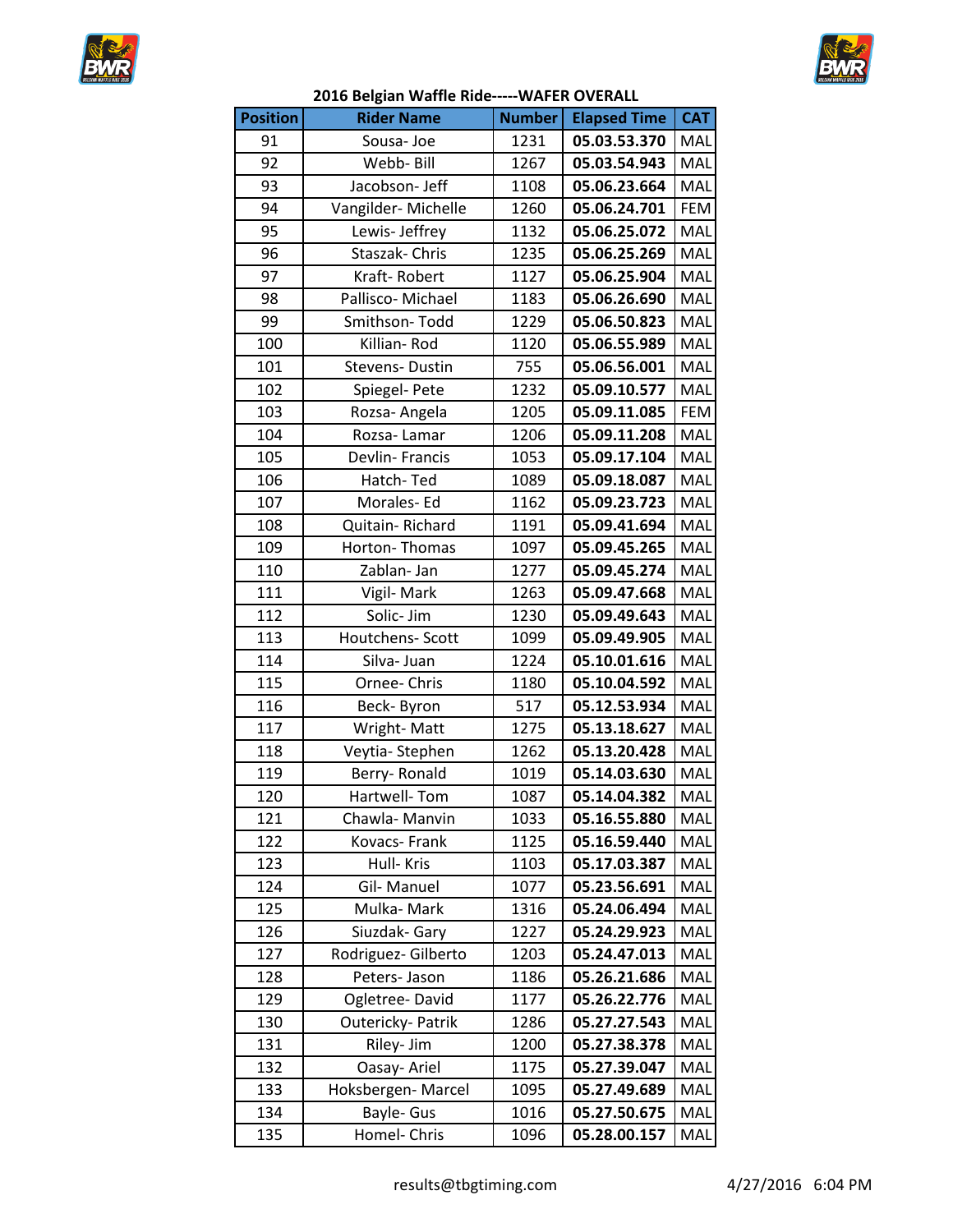**2016 Belgian Waffle Ride-----WAFER OVERALL**

| Position | Rider Name | Number | Elapsed Time | CAT |
|---|---|---|---|---|
| 91 | Sousa- Joe | 1231 | **05.03.53.370** | MAL |
| 92 | Webb- Bill | 1267 | **05.03.54.943** | MAL |
| 93 | Jacobson- Jeff | 1108 | **05.06.23.664** | MAL |
| 94 | Vangilder- Michelle | 1260 | **05.06.24.701** | FEM |
| 95 | Lewis- Jeffrey | 1132 | **05.06.25.072** | MAL |
| 96 | Staszak- Chris | 1235 | **05.06.25.269** | MAL |
| 97 | Kraft- Robert | 1127 | **05.06.25.904** | MAL |
| 98 | Pallisco- Michael | 1183 | **05.06.26.690** | MAL |
| 99 | Smithson- Todd | 1229 | **05.06.50.823** | MAL |
| 100 | Killian- Rod | 1120 | **05.06.55.989** | MAL |
| 101 | Stevens- Dustin | 755 | **05.06.56.001** | MAL |
| 102 | Spiegel- Pete | 1232 | **05.09.10.577** | MAL |
| 103 | Rozsa- Angela | 1205 | **05.09.11.085** | FEM |
| 104 | Rozsa- Lamar | 1206 | **05.09.11.208** | MAL |
| 105 | Devlin- Francis | 1053 | **05.09.17.104** | MAL |
| 106 | Hatch- Ted | 1089 | **05.09.18.087** | MAL |
| 107 | Morales- Ed | 1162 | **05.09.23.723** | MAL |
| 108 | Quitain- Richard | 1191 | **05.09.41.694** | MAL |
| 109 | Horton- Thomas | 1097 | **05.09.45.265** | MAL |
| 110 | Zablan- Jan | 1277 | **05.09.45.274** | MAL |
| 111 | Vigil- Mark | 1263 | **05.09.47.668** | MAL |
| 112 | Solic- Jim | 1230 | **05.09.49.643** | MAL |
| 113 | Houtchens- Scott | 1099 | **05.09.49.905** | MAL |
| 114 | Silva- Juan | 1224 | **05.10.01.616** | MAL |
| 115 | Ornee- Chris | 1180 | **05.10.04.592** | MAL |
| 116 | Beck- Byron | 517 | **05.12.53.934** | MAL |
| 117 | Wright- Matt | 1275 | **05.13.18.627** | MAL |
| 118 | Veytia- Stephen | 1262 | **05.13.20.428** | MAL |
| 119 | Berry- Ronald | 1019 | **05.14.03.630** | MAL |
| 120 | Hartwell- Tom | 1087 | **05.14.04.382** | MAL |
| 121 | Chawla- Manvin | 1033 | **05.16.55.880** | MAL |
| 122 | Kovacs- Frank | 1125 | **05.16.59.440** | MAL |
| 123 | Hull- Kris | 1103 | **05.17.03.387** | MAL |
| 124 | Gil- Manuel | 1077 | **05.23.56.691** | MAL |
| 125 | Mulka- Mark | 1316 | **05.24.06.494** | MAL |
| 126 | Siuzdak- Gary | 1227 | **05.24.29.923** | MAL |
| 127 | Rodriguez- Gilberto | 1203 | **05.24.47.013** | MAL |
| 128 | Peters- Jason | 1186 | **05.26.21.686** | MAL |
| 129 | Ogletree- David | 1177 | **05.26.22.776** | MAL |
| 130 | Outericky- Patrik | 1286 | **05.27.27.543** | MAL |
| 131 | Riley- Jim | 1200 | **05.27.38.378** | MAL |
| 132 | Oasay- Ariel | 1175 | **05.27.39.047** | MAL |
| 133 | Hoksbergen- Marcel | 1095 | **05.27.49.689** | MAL |
| 134 | Bayle- Gus | 1016 | **05.27.50.675** | MAL |
| 135 | Homel- Chris | 1096 | **05.28.00.157** | MAL |

results@tbgtiming.com 4/27/2016 6:04 PM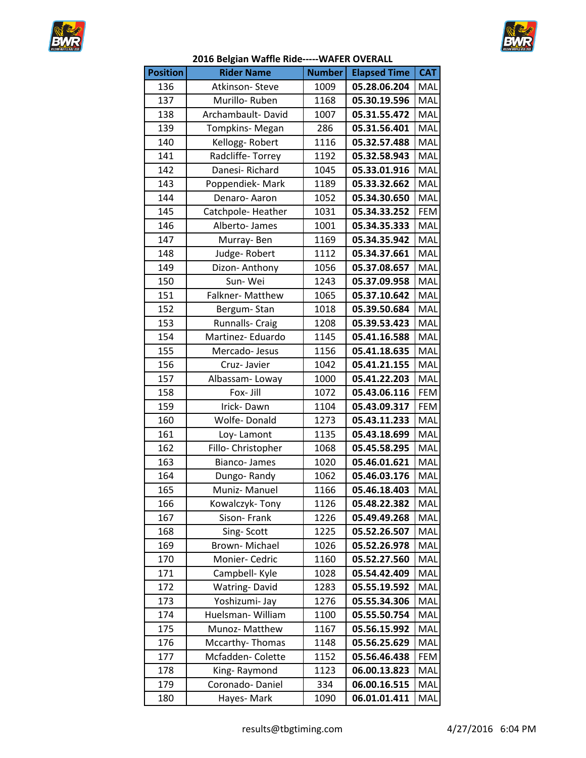## 2016 Belgian Waffle Ride-----WAFER OVERALL

| Position | Rider Name | Number | Elapsed Time | CAT |
|---|---|---|---|---|
| 136 | Atkinson- Steve | 1009 | **05.28.06.204** | MAL |
| 137 | Murillo- Ruben | 1168 | **05.30.19.596** | MAL |
| 138 | Archambault- David | 1007 | **05.31.55.472** | MAL |
| 139 | Tompkins- Megan | 286 | **05.31.56.401** | MAL |
| 140 | Kellogg- Robert | 1116 | **05.32.57.488** | MAL |
| 141 | Radcliffe- Torrey | 1192 | **05.32.58.943** | MAL |
| 142 | Danesi- Richard | 1045 | **05.33.01.916** | MAL |
| 143 | Poppendiek- Mark | 1189 | **05.33.32.662** | MAL |
| 144 | Denaro- Aaron | 1052 | **05.34.30.650** | MAL |
| 145 | Catchpole- Heather | 1031 | **05.34.33.252** | FEM |
| 146 | Alberto- James | 1001 | **05.34.35.333** | MAL |
| 147 | Murray- Ben | 1169 | **05.34.35.942** | MAL |
| 148 | Judge- Robert | 1112 | **05.34.37.661** | MAL |
| 149 | Dizon- Anthony | 1056 | **05.37.08.657** | MAL |
| 150 | Sun- Wei | 1243 | **05.37.09.958** | MAL |
| 151 | Falkner- Matthew | 1065 | **05.37.10.642** | MAL |
| 152 | Bergum- Stan | 1018 | **05.39.50.684** | MAL |
| 153 | Runnalls- Craig | 1208 | **05.39.53.423** | MAL |
| 154 | Martinez- Eduardo | 1145 | **05.41.16.588** | MAL |
| 155 | Mercado- Jesus | 1156 | **05.41.18.635** | MAL |
| 156 | Cruz- Javier | 1042 | **05.41.21.155** | MAL |
| 157 | Albassam- Loway | 1000 | **05.41.22.203** | MAL |
| 158 | Fox- Jill | 1072 | **05.43.06.116** | FEM |
| 159 | Irick- Dawn | 1104 | **05.43.09.317** | FEM |
| 160 | Wolfe- Donald | 1273 | **05.43.11.233** | MAL |
| 161 | Loy- Lamont | 1135 | **05.43.18.699** | MAL |
| 162 | Fillo- Christopher | 1068 | **05.45.58.295** | MAL |
| 163 | Bianco- James | 1020 | **05.46.01.621** | MAL |
| 164 | Dungo- Randy | 1062 | **05.46.03.176** | MAL |
| 165 | Muniz- Manuel | 1166 | **05.46.18.403** | MAL |
| 166 | Kowalczyk- Tony | 1126 | **05.48.22.382** | MAL |
| 167 | Sison- Frank | 1226 | **05.49.49.268** | MAL |
| 168 | Sing- Scott | 1225 | **05.52.26.507** | MAL |
| 169 | Brown- Michael | 1026 | **05.52.26.978** | MAL |
| 170 | Monier- Cedric | 1160 | **05.52.27.560** | MAL |
| 171 | Campbell- Kyle | 1028 | **05.54.42.409** | MAL |
| 172 | Watring- David | 1283 | **05.55.19.592** | MAL |
| 173 | Yoshizumi- Jay | 1276 | **05.55.34.306** | MAL |
| 174 | Huelsman- William | 1100 | **05.55.50.754** | MAL |
| 175 | Munoz- Matthew | 1167 | **05.56.15.992** | MAL |
| 176 | Mccarthy- Thomas | 1148 | **05.56.25.629** | MAL |
| 177 | Mcfadden- Colette | 1152 | **05.56.46.438** | FEM |
| 178 | King- Raymond | 1123 | **06.00.13.823** | MAL |
| 179 | Coronado- Daniel | 334 | **06.00.16.515** | MAL |
| 180 | Hayes- Mark | 1090 | **06.01.01.411** | MAL |

results@tbgtiming.com 4/27/2016 6:04 PM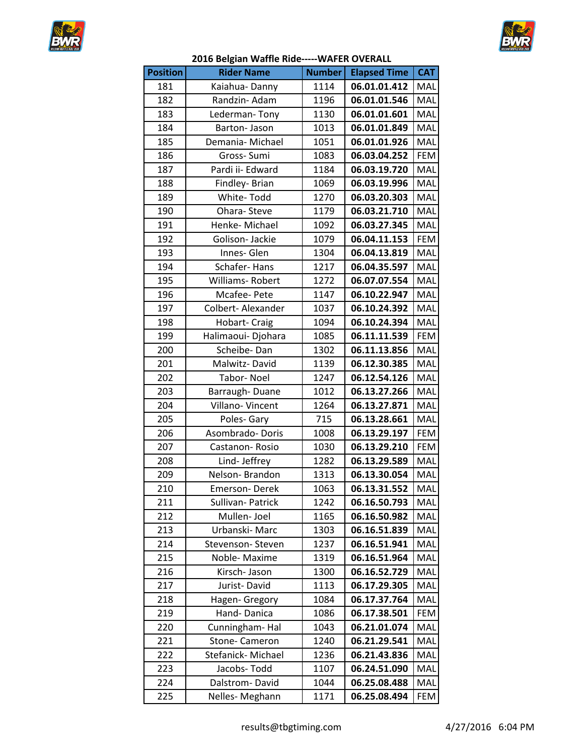## 2016 Belgian Waffle Ride-----WAFER OVERALL

| Position | Rider Name | Number | Elapsed Time | CAT |
|---|---|---|---|---|
| 181 | Kaiahua- Danny | 1114 | **06.01.01.412** | MAL |
| 182 | Randzin- Adam | 1196 | **06.01.01.546** | MAL |
| 183 | Lederman- Tony | 1130 | **06.01.01.601** | MAL |
| 184 | Barton- Jason | 1013 | **06.01.01.849** | MAL |
| 185 | Demania- Michael | 1051 | **06.01.01.926** | MAL |
| 186 | Gross- Sumi | 1083 | **06.03.04.252** | FEM |
| 187 | Pardi ii- Edward | 1184 | **06.03.19.720** | MAL |
| 188 | Findley- Brian | 1069 | **06.03.19.996** | MAL |
| 189 | White- Todd | 1270 | **06.03.20.303** | MAL |
| 190 | Ohara- Steve | 1179 | **06.03.21.710** | MAL |
| 191 | Henke- Michael | 1092 | **06.03.27.345** | MAL |
| 192 | Golison- Jackie | 1079 | **06.04.11.153** | FEM |
| 193 | Innes- Glen | 1304 | **06.04.13.819** | MAL |
| 194 | Schafer- Hans | 1217 | **06.04.35.597** | MAL |
| 195 | Williams- Robert | 1272 | **06.07.07.554** | MAL |
| 196 | Mcafee- Pete | 1147 | **06.10.22.947** | MAL |
| 197 | Colbert- Alexander | 1037 | **06.10.24.392** | MAL |
| 198 | Hobart- Craig | 1094 | **06.10.24.394** | MAL |
| 199 | Halimaoui- Djohara | 1085 | **06.11.11.539** | FEM |
| 200 | Scheibe- Dan | 1302 | **06.11.13.856** | MAL |
| 201 | Malwitz- David | 1139 | **06.12.30.385** | MAL |
| 202 | Tabor- Noel | 1247 | **06.12.54.126** | MAL |
| 203 | Barraugh- Duane | 1012 | **06.13.27.266** | MAL |
| 204 | Villano- Vincent | 1264 | **06.13.27.871** | MAL |
| 205 | Poles- Gary | 715 | **06.13.28.661** | MAL |
| 206 | Asombrado- Doris | 1008 | **06.13.29.197** | FEM |
| 207 | Castanon- Rosio | 1030 | **06.13.29.210** | FEM |
| 208 | Lind- Jeffrey | 1282 | **06.13.29.589** | MAL |
| 209 | Nelson- Brandon | 1313 | **06.13.30.054** | MAL |
| 210 | Emerson- Derek | 1063 | **06.13.31.552** | MAL |
| 211 | Sullivan- Patrick | 1242 | **06.16.50.793** | MAL |
| 212 | Mullen- Joel | 1165 | **06.16.50.982** | MAL |
| 213 | Urbanski- Marc | 1303 | **06.16.51.839** | MAL |
| 214 | Stevenson- Steven | 1237 | **06.16.51.941** | MAL |
| 215 | Noble- Maxime | 1319 | **06.16.51.964** | MAL |
| 216 | Kirsch- Jason | 1300 | **06.16.52.729** | MAL |
| 217 | Jurist- David | 1113 | **06.17.29.305** | MAL |
| 218 | Hagen- Gregory | 1084 | **06.17.37.764** | MAL |
| 219 | Hand- Danica | 1086 | **06.17.38.501** | FEM |
| 220 | Cunningham- Hal | 1043 | **06.21.01.074** | MAL |
| 221 | Stone- Cameron | 1240 | **06.21.29.541** | MAL |
| 222 | Stefanick- Michael | 1236 | **06.21.43.836** | MAL |
| 223 | Jacobs- Todd | 1107 | **06.24.51.090** | MAL |
| 224 | Dalstrom- David | 1044 | **06.25.08.488** | MAL |
| 225 | Nelles- Meghann | 1171 | **06.25.08.494** | FEM |

results@tbgtiming.com 4/27/2016 6:04 PM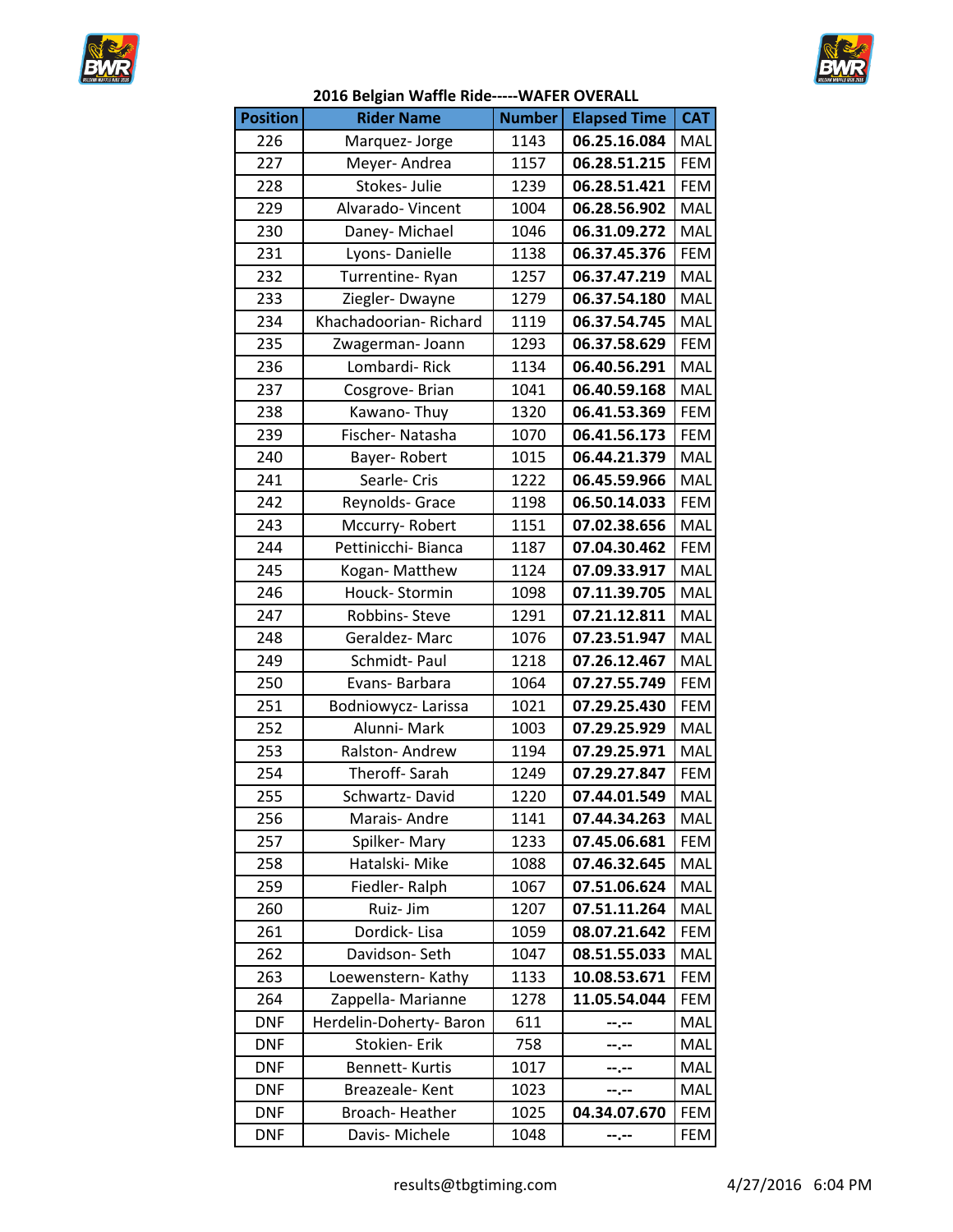## 2016 Belgian Waffle Ride-----WAFER OVERALL

| Position | Rider Name | Number | Elapsed Time | CAT |
|---|---|---|---|---|
| 226 | Marquez- Jorge | 1143 | **06.25.16.084** | MAL |
| 227 | Meyer- Andrea | 1157 | **06.28.51.215** | FEM |
| 228 | Stokes- Julie | 1239 | **06.28.51.421** | FEM |
| 229 | Alvarado- Vincent | 1004 | **06.28.56.902** | MAL |
| 230 | Daney- Michael | 1046 | **06.31.09.272** | MAL |
| 231 | Lyons- Danielle | 1138 | **06.37.45.376** | FEM |
| 232 | Turrentine- Ryan | 1257 | **06.37.47.219** | MAL |
| 233 | Ziegler- Dwayne | 1279 | **06.37.54.180** | MAL |
| 234 | Khachadoorian- Richard | 1119 | **06.37.54.745** | MAL |
| 235 | Zwagerman- Joann | 1293 | **06.37.58.629** | FEM |
| 236 | Lombardi- Rick | 1134 | **06.40.56.291** | MAL |
| 237 | Cosgrove- Brian | 1041 | **06.40.59.168** | MAL |
| 238 | Kawano- Thuy | 1320 | **06.41.53.369** | FEM |
| 239 | Fischer- Natasha | 1070 | **06.41.56.173** | FEM |
| 240 | Bayer- Robert | 1015 | **06.44.21.379** | MAL |
| 241 | Searle- Cris | 1222 | **06.45.59.966** | MAL |
| 242 | Reynolds- Grace | 1198 | **06.50.14.033** | FEM |
| 243 | Mccurry- Robert | 1151 | **07.02.38.656** | MAL |
| 244 | Pettinicchi- Bianca | 1187 | **07.04.30.462** | FEM |
| 245 | Kogan- Matthew | 1124 | **07.09.33.917** | MAL |
| 246 | Houck- Stormin | 1098 | **07.11.39.705** | MAL |
| 247 | Robbins- Steve | 1291 | **07.21.12.811** | MAL |
| 248 | Geraldez- Marc | 1076 | **07.23.51.947** | MAL |
| 249 | Schmidt- Paul | 1218 | **07.26.12.467** | MAL |
| 250 | Evans- Barbara | 1064 | **07.27.55.749** | FEM |
| 251 | Bodniowycz- Larissa | 1021 | **07.29.25.430** | FEM |
| 252 | Alunni- Mark | 1003 | **07.29.25.929** | MAL |
| 253 | Ralston- Andrew | 1194 | **07.29.25.971** | MAL |
| 254 | Theroff- Sarah | 1249 | **07.29.27.847** | FEM |
| 255 | Schwartz- David | 1220 | **07.44.01.549** | MAL |
| 256 | Marais- Andre | 1141 | **07.44.34.263** | MAL |
| 257 | Spilker- Mary | 1233 | **07.45.06.681** | FEM |
| 258 | Hatalski- Mike | 1088 | **07.46.32.645** | MAL |
| 259 | Fiedler- Ralph | 1067 | **07.51.06.624** | MAL |
| 260 | Ruiz- Jim | 1207 | **07.51.11.264** | MAL |
| 261 | Dordick- Lisa | 1059 | **08.07.21.642** | FEM |
| 262 | Davidson- Seth | 1047 | **08.51.55.033** | MAL |
| 263 | Loewenstern- Kathy | 1133 | **10.08.53.671** | FEM |
| 264 | Zappella- Marianne | 1278 | **11.05.54.044** | FEM |
| DNF | Herdelin-Doherty- Baron | 611 | **--.--** | MAL |
| DNF | Stokien- Erik | 758 | **--.--** | MAL |
| DNF | Bennett- Kurtis | 1017 | **--.--** | MAL |
| DNF | Breazeale- Kent | 1023 | **--.--** | MAL |
| DNF | Broach- Heather | 1025 | **04.34.07.670** | FEM |
| DNF | Davis- Michele | 1048 | **--.--** | FEM |

results@tbgtiming.com 4/27/2016 6:04 PM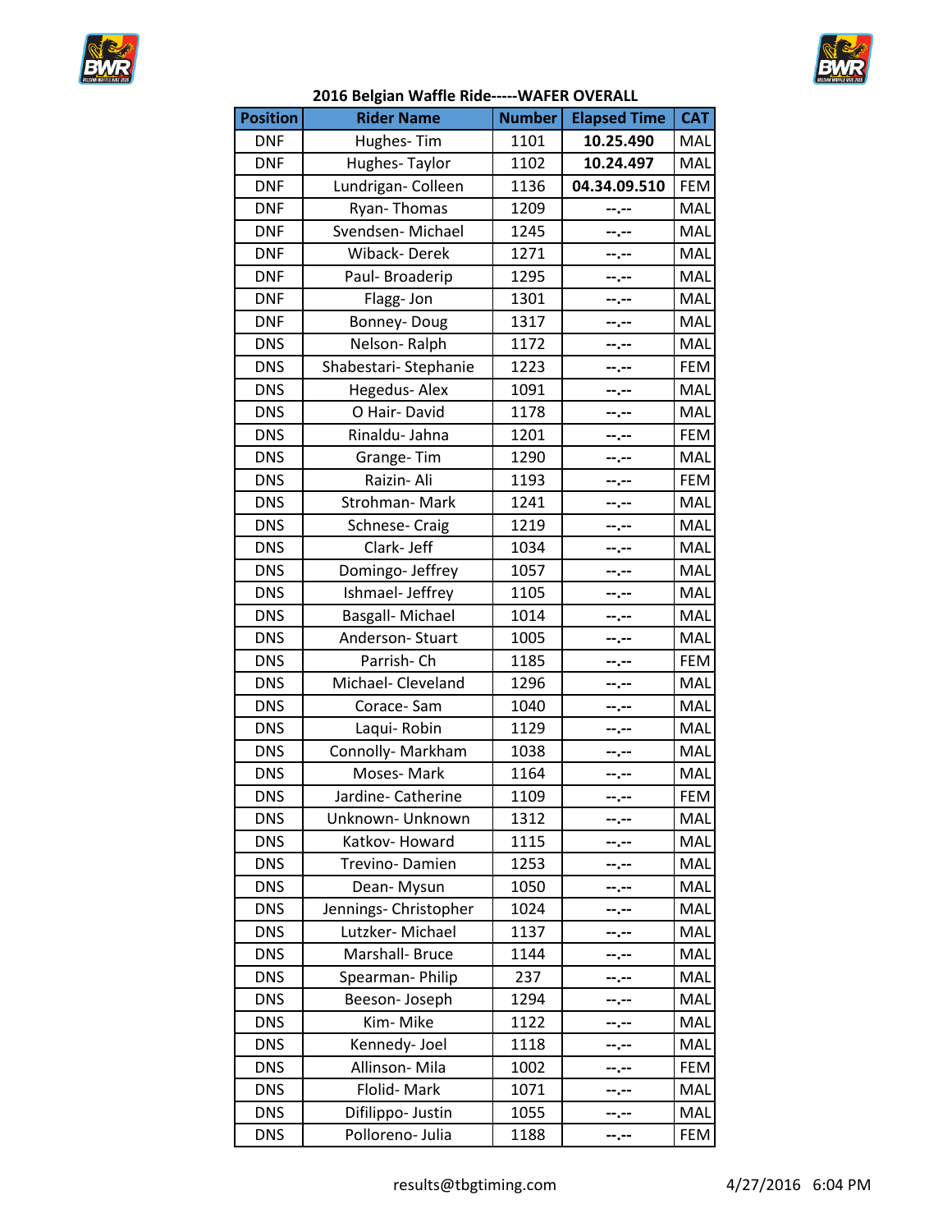**2016 Belgian Waffle Ride-----WAFER OVERALL**

| Position | Rider Name | Number | Elapsed Time | CAT |
|---|---|---|---|---|
| DNF | Hughes- Tim | 1101 | **10.25.490** | MAL |
| DNF | Hughes- Taylor | 1102 | **10.24.497** | MAL |
| DNF | Lundrigan- Colleen | 1136 | **04.34.09.510** | FEM |
| DNF | Ryan- Thomas | 1209 | --.-- | MAL |
| DNF | Svendsen- Michael | 1245 | --.-- | MAL |
| DNF | Wiback- Derek | 1271 | --.-- | MAL |
| DNF | Paul- Broaderip | 1295 | --.-- | MAL |
| DNF | Flagg- Jon | 1301 | --.-- | MAL |
| DNF | Bonney- Doug | 1317 | --.-- | MAL |
| DNS | Nelson- Ralph | 1172 | --.-- | MAL |
| DNS | Shabestari- Stephanie | 1223 | --.-- | FEM |
| DNS | Hegedus- Alex | 1091 | --.-- | MAL |
| DNS | O Hair- David | 1178 | --.-- | MAL |
| DNS | Rinaldu- Jahna | 1201 | --.-- | FEM |
| DNS | Grange- Tim | 1290 | --.-- | MAL |
| DNS | Raizin- Ali | 1193 | --.-- | FEM |
| DNS | Strohman- Mark | 1241 | --.-- | MAL |
| DNS | Schnese- Craig | 1219 | --.-- | MAL |
| DNS | Clark- Jeff | 1034 | --.-- | MAL |
| DNS | Domingo- Jeffrey | 1057 | --.-- | MAL |
| DNS | Ishmael- Jeffrey | 1105 | --.-- | MAL |
| DNS | Basgall- Michael | 1014 | --.-- | MAL |
| DNS | Anderson- Stuart | 1005 | --.-- | MAL |
| DNS | Parrish- Ch | 1185 | --.-- | FEM |
| DNS | Michael- Cleveland | 1296 | --.-- | MAL |
| DNS | Corace- Sam | 1040 | --.-- | MAL |
| DNS | Laqui- Robin | 1129 | --.-- | MAL |
| DNS | Connolly- Markham | 1038 | --.-- | MAL |
| DNS | Moses- Mark | 1164 | --.-- | MAL |
| DNS | Jardine- Catherine | 1109 | --.-- | FEM |
| DNS | Unknown- Unknown | 1312 | --.-- | MAL |
| DNS | Katkov- Howard | 1115 | --.-- | MAL |
| DNS | Trevino- Damien | 1253 | --.-- | MAL |
| DNS | Dean- Mysun | 1050 | --.-- | MAL |
| DNS | Jennings- Christopher | 1024 | --.-- | MAL |
| DNS | Lutzker- Michael | 1137 | --.-- | MAL |
| DNS | Marshall- Bruce | 1144 | --.-- | MAL |
| DNS | Spearman- Philip | 237 | --.-- | MAL |
| DNS | Beeson- Joseph | 1294 | --.-- | MAL |
| DNS | Kim- Mike | 1122 | --.-- | MAL |
| DNS | Kennedy- Joel | 1118 | --.-- | MAL |
| DNS | Allinson- Mila | 1002 | --.-- | FEM |
| DNS | Flolid- Mark | 1071 | --.-- | MAL |
| DNS | Difilippo- Justin | 1055 | --.-- | MAL |
| DNS | Polloreno- Julia | 1188 | --.-- | FEM |

results@tbgtiming.com 4/27/2016 6:04 PM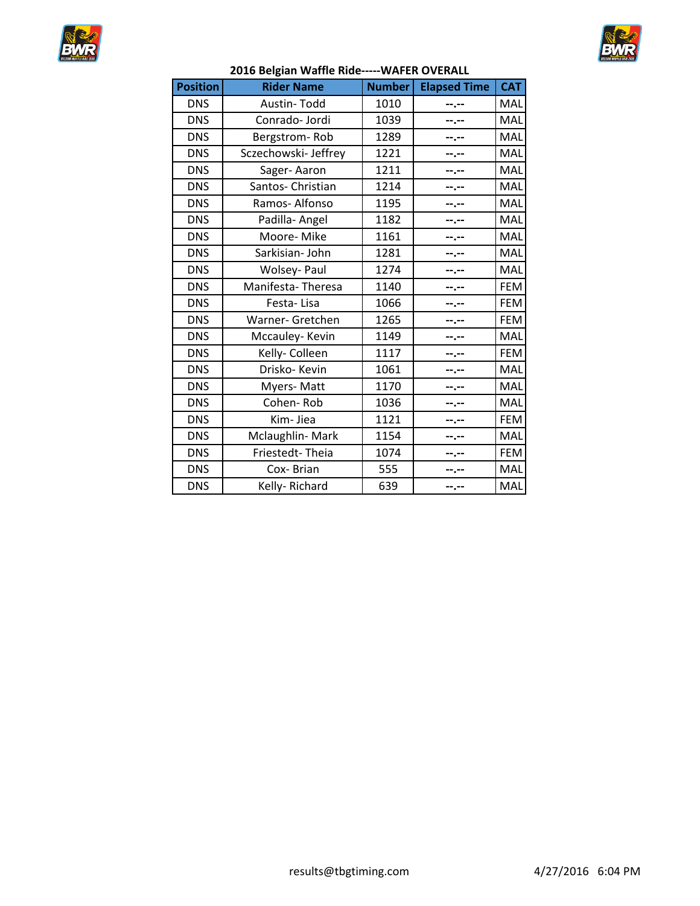**2016 Belgian Waffle Ride-----WAFER OVERALL**

| Position | Rider Name | Number | Elapsed Time | CAT |
|---|---|---|---|---|
| DNS | Austin- Todd | 1010 | --.-- | MAL |
| DNS | Conrado- Jordi | 1039 | --.-- | MAL |
| DNS | Bergstrom- Rob | 1289 | --.-- | MAL |
| DNS | Sczechowski- Jeffrey | 1221 | --.-- | MAL |
| DNS | Sager- Aaron | 1211 | --.-- | MAL |
| DNS | Santos- Christian | 1214 | --.-- | MAL |
| DNS | Ramos- Alfonso | 1195 | --.-- | MAL |
| DNS | Padilla- Angel | 1182 | --.-- | MAL |
| DNS | Moore- Mike | 1161 | --.-- | MAL |
| DNS | Sarkisian- John | 1281 | --.-- | MAL |
| DNS | Wolsey- Paul | 1274 | --.-- | MAL |
| DNS | Manifesta- Theresa | 1140 | --.-- | FEM |
| DNS | Festa- Lisa | 1066 | --.-- | FEM |
| DNS | Warner- Gretchen | 1265 | --.-- | FEM |
| DNS | Mccauley- Kevin | 1149 | --.-- | MAL |
| DNS | Kelly- Colleen | 1117 | --.-- | FEM |
| DNS | Drisko- Kevin | 1061 | --.-- | MAL |
| DNS | Myers- Matt | 1170 | --.-- | MAL |
| DNS | Cohen- Rob | 1036 | --.-- | MAL |
| DNS | Kim- Jiea | 1121 | --.-- | FEM |
| DNS | Mclaughlin- Mark | 1154 | --.-- | MAL |
| DNS | Friestedt- Theia | 1074 | --.-- | FEM |
| DNS | Cox- Brian | 555 | --.-- | MAL |
| DNS | Kelly- Richard | 639 | --.-- | MAL |

results@tbgtiming.com

4/27/2016 6:04 PM